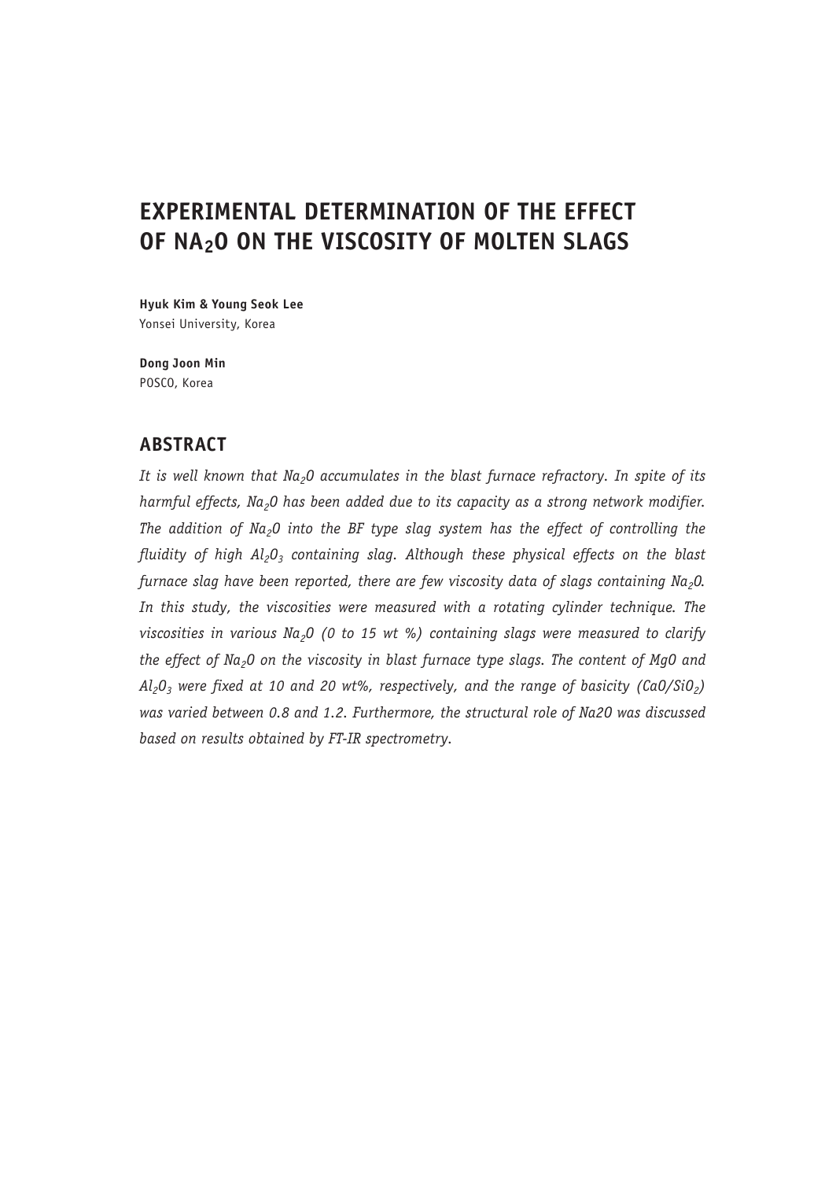# EXPERIMENTAL DETERMINATION OF THE EFFECT OF $NA_2O$ ON THE VISCOSITY OF MOLTEN SLAGS

**Hyuk Kim & Young Seok Lee**
Yonsei University, Korea

**Dong Joon Min**
POSCO, Korea

## ABSTRACT

*It is well known that $Na_2O$ accumulates in the blast furnace refractory. In spite of its harmful effects, $Na_2O$ has been added due to its capacity as a strong network modifier. The addition of $Na_2O$ into the BF type slag system has the effect of controlling the fluidity of high $Al_2O_3$ containing slag. Although these physical effects on the blast furnace slag have been reported, there are few viscosity data of slags containing $Na_2O$. In this study, the viscosities were measured with a rotating cylinder technique. The viscosities in various $Na_2O$ (0 to 15 wt %) containing slags were measured to clarify the effect of $Na_2O$ on the viscosity in blast furnace type slags. The content of MgO and $Al_2O_3$ were fixed at 10 and 20 wt%, respectively, and the range of basicity ($CaO/SiO_2$) was varied between 0.8 and 1.2. Furthermore, the structural role of Na2O was discussed based on results obtained by FT-IR spectrometry.*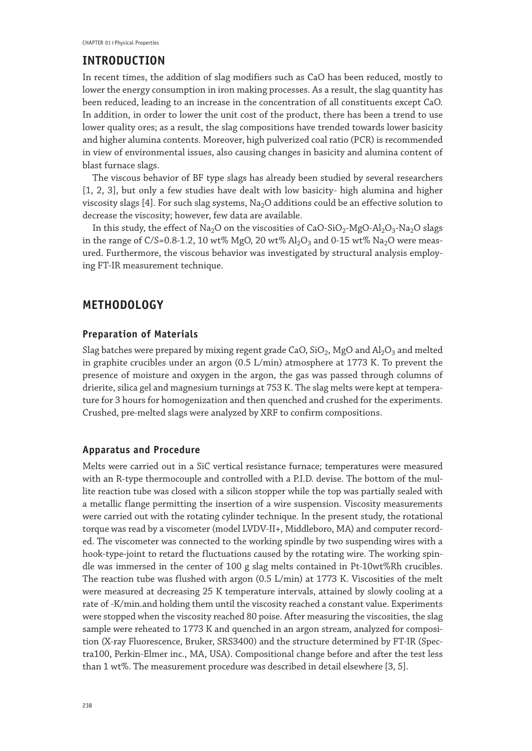## INTRODUCTION

In recent times, the addition of slag modifiers such as CaO has been reduced, mostly to lower the energy consumption in iron making processes. As a result, the slag quantity has been reduced, leading to an increase in the concentration of all constituents except CaO. In addition, in order to lower the unit cost of the product, there has been a trend to use lower quality ores; as a result, the slag compositions have trended towards lower basicity and higher alumina contents. Moreover, high pulverized coal ratio (PCR) is recommended in view of environmental issues, also causing changes in basicity and alumina content of blast furnace slags.

The viscous behavior of BF type slags has already been studied by several researchers [1, 2, 3], but only a few studies have dealt with low basicity- high alumina and higher viscosity slags [4]. For such slag systems, $Na_2O$ additions could be an effective solution to decrease the viscosity; however, few data are available.

In this study, the effect of $Na_2O$ on the viscosities of $CaO$-$SiO_2$-$MgO$-$Al_2O_3$-$Na_2O$ slags in the range of C/S=0.8-1.2, 10 wt% MgO, 20 wt% $Al_2O_3$ and 0-15 wt% $Na_2O$ were measured. Furthermore, the viscous behavior was investigated by structural analysis employing FT-IR measurement technique.

## METHODOLOGY

### Preparation of Materials

Slag batches were prepared by mixing regent grade CaO, $SiO_2$, MgO and $Al_2O_3$ and melted in graphite crucibles under an argon (0.5 L/min) atmosphere at 1773 K. To prevent the presence of moisture and oxygen in the argon, the gas was passed through columns of drierite, silica gel and magnesium turnings at 753 K. The slag melts were kept at temperature for 3 hours for homogenization and then quenched and crushed for the experiments. Crushed, pre-melted slags were analyzed by XRF to confirm compositions.

### Apparatus and Procedure

Melts were carried out in a SiC vertical resistance furnace; temperatures were measured with an R-type thermocouple and controlled with a P.I.D. devise. The bottom of the mullite reaction tube was closed with a silicon stopper while the top was partially sealed with a metallic flange permitting the insertion of a wire suspension. Viscosity measurements were carried out with the rotating cylinder technique. In the present study, the rotational torque was read by a viscometer (model LVDV-II+, Middleboro, MA) and computer recorded. The viscometer was connected to the working spindle by two suspending wires with a hook-type-joint to retard the fluctuations caused by the rotating wire. The working spindle was immersed in the center of 100 g slag melts contained in Pt-10wt%Rh crucibles. The reaction tube was flushed with argon (0.5 L/min) at 1773 K. Viscosities of the melt were measured at decreasing 25 K temperature intervals, attained by slowly cooling at a rate of -K/min.and holding them until the viscosity reached a constant value. Experiments were stopped when the viscosity reached 80 poise. After measuring the viscosities, the slag sample were reheated to 1773 K and quenched in an argon stream, analyzed for composition (X-ray Fluorescence, Bruker, SRS3400) and the structure determined by FT-IR (Spectra100, Perkin-Elmer inc., MA, USA). Compositional change before and after the test less than 1 wt%. The measurement procedure was described in detail elsewhere [3, 5].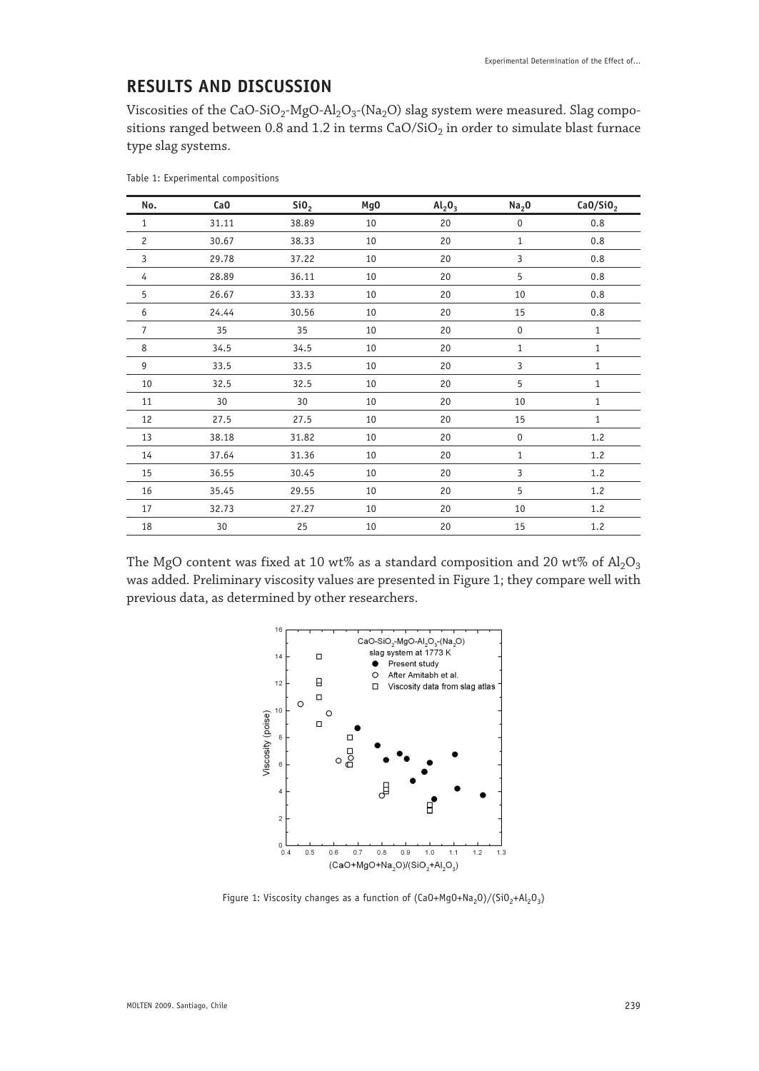## RESULTS AND DISCUSSION

Viscosities of the $CaO$-$SiO_2$-$MgO$-$Al_2O_3$-($Na_2O$) slag system were measured. Slag compositions ranged between 0.8 and 1.2 in terms $CaO/SiO_2$ in order to simulate blast furnace type slag systems.

Table 1: Experimental compositions

| No. | CaO | $SiO_2$ | MgO | $Al_2O_3$ | $Na_2O$ | $CaO/SiO_2$ |
|---|---|---|---|---|---|---|
| 1 | 31.11 | 38.89 | 10 | 20 | 0 | 0.8 |
| 2 | 30.67 | 38.33 | 10 | 20 | 1 | 0.8 |
| 3 | 29.78 | 37.22 | 10 | 20 | 3 | 0.8 |
| 4 | 28.89 | 36.11 | 10 | 20 | 5 | 0.8 |
| 5 | 26.67 | 33.33 | 10 | 20 | 10 | 0.8 |
| 6 | 24.44 | 30.56 | 10 | 20 | 15 | 0.8 |
| 7 | 35 | 35 | 10 | 20 | 0 | 1 |
| 8 | 34.5 | 34.5 | 10 | 20 | 1 | 1 |
| 9 | 33.5 | 33.5 | 10 | 20 | 3 | 1 |
| 10 | 32.5 | 32.5 | 10 | 20 | 5 | 1 |
| 11 | 30 | 30 | 10 | 20 | 10 | 1 |
| 12 | 27.5 | 27.5 | 10 | 20 | 15 | 1 |
| 13 | 38.18 | 31.82 | 10 | 20 | 0 | 1.2 |
| 14 | 37.64 | 31.36 | 10 | 20 | 1 | 1.2 |
| 15 | 36.55 | 30.45 | 10 | 20 | 3 | 1.2 |
| 16 | 35.45 | 29.55 | 10 | 20 | 5 | 1.2 |
| 17 | 32.73 | 27.27 | 10 | 20 | 10 | 1.2 |
| 18 | 30 | 25 | 10 | 20 | 15 | 1.2 |

The MgO content was fixed at 10 wt% as a standard composition and 20 wt% of $Al_2O_3$ was added. Preliminary viscosity values are presented in Figure 1; they compare well with previous data, as determined by other researchers.

Figure 1: Viscosity changes as a function of $(CaO+MgO+Na_2O)/(SiO_2+Al_2O_3)$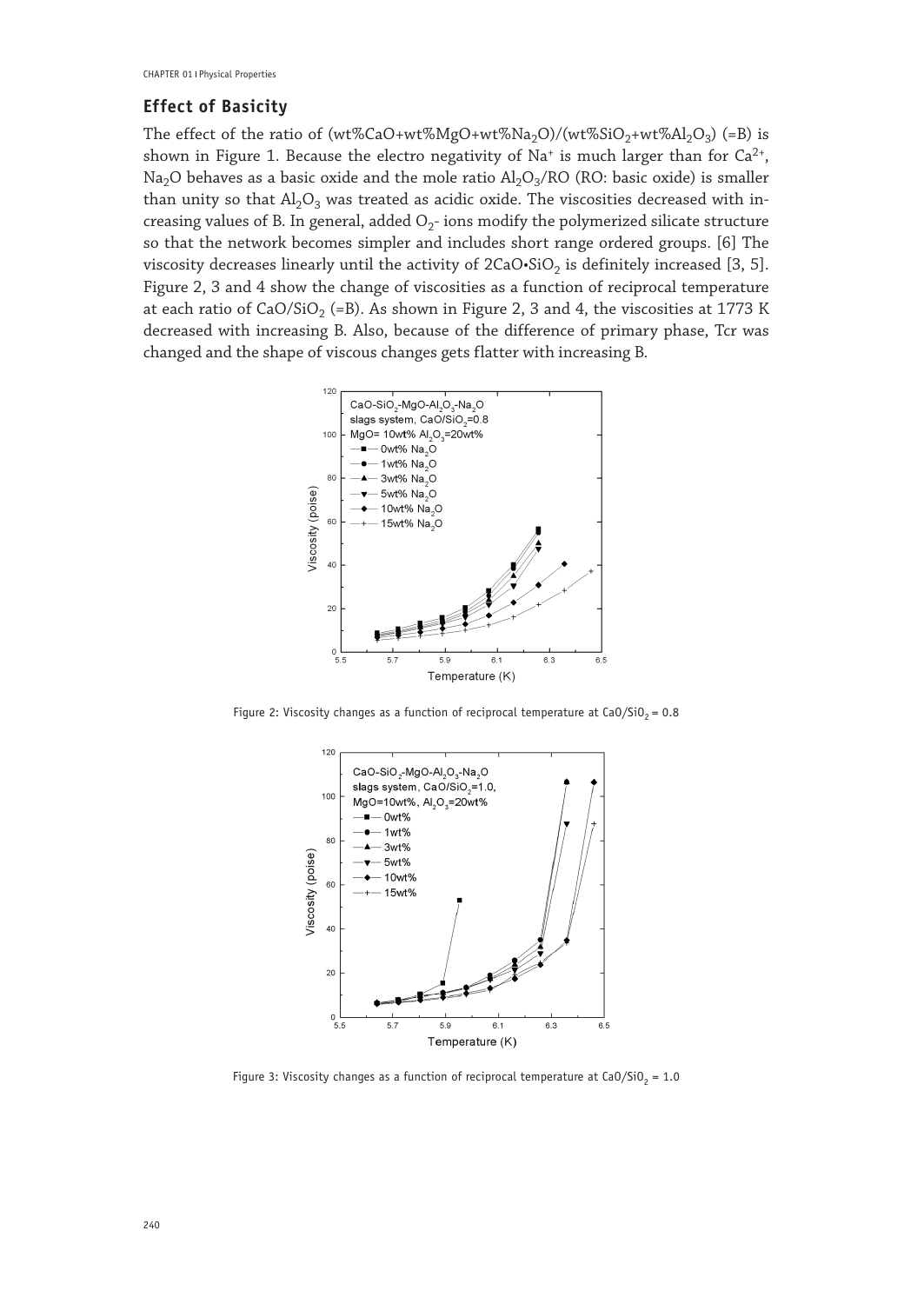## Effect of Basicity

The effect of the ratio of (wt%CaO+wt%MgO+wt%$Na_2O$)/(wt%$SiO_2$+wt%$Al_2O_3$) (=B) is shown in Figure 1. Because the electro negativity of $Na^+$ is much larger than for $Ca^{2+}$, $Na_2O$ behaves as a basic oxide and the mole ratio $Al_2O_3$/RO (RO: basic oxide) is smaller than unity so that $Al_2O_3$ was treated as acidic oxide. The viscosities decreased with increasing values of B. In general, added $O_2$- ions modify the polymerized silicate structure so that the network becomes simpler and includes short range ordered groups. [6] The viscosity decreases linearly until the activity of $2CaO \bullet SiO_2$ is definitely increased [3, 5]. Figure 2, 3 and 4 show the change of viscosities as a function of reciprocal temperature at each ratio of $CaO/SiO_2$ (=B). As shown in Figure 2, 3 and 4, the viscosities at 1773 K decreased with increasing B. Also, because of the difference of primary phase, Tcr was changed and the shape of viscous changes gets flatter with increasing B.

Figure 2: Viscosity changes as a function of reciprocal temperature at $CaO/SiO_2$ = 0.8

Figure 3: Viscosity changes as a function of reciprocal temperature at $CaO/SiO_2$ = 1.0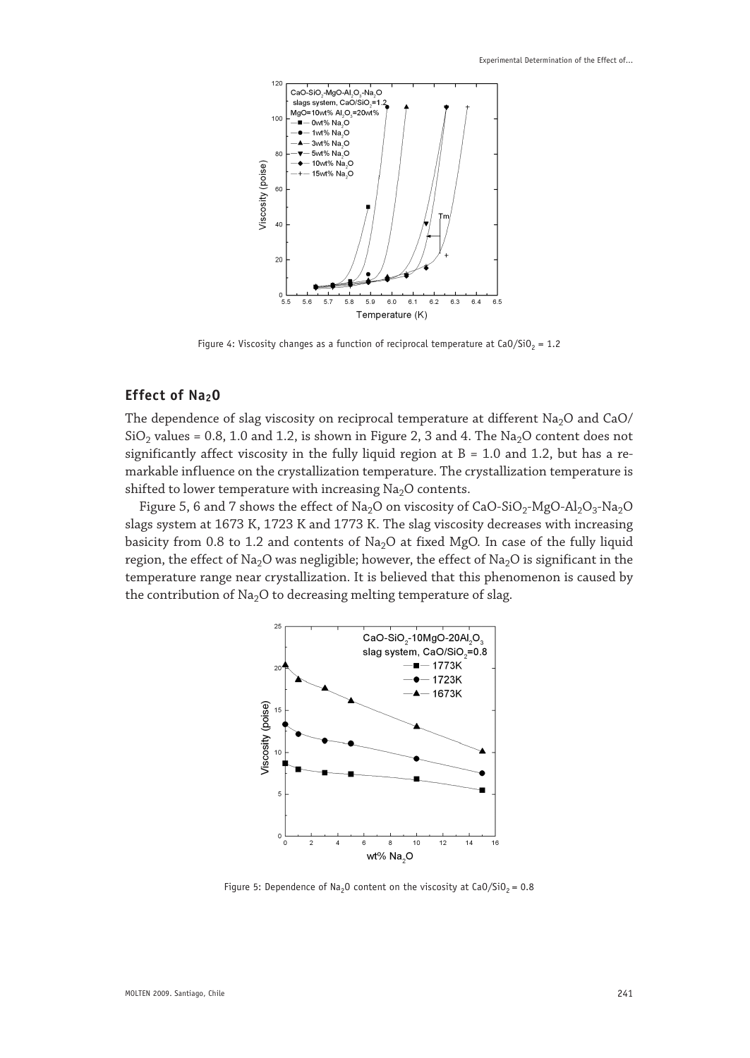Figure 4: Viscosity changes as a function of reciprocal temperature at $CaO/SiO_2 = 1.2$

## Effect of $Na_2O$

The dependence of slag viscosity on reciprocal temperature at different $Na_2O$ and $CaO/SiO_2$ values = 0.8, 1.0 and 1.2, is shown in Figure 2, 3 and 4. The $Na_2O$ content does not significantly affect viscosity in the fully liquid region at B = 1.0 and 1.2, but has a remarkable influence on the crystallization temperature. The crystallization temperature is shifted to lower temperature with increasing $Na_2O$ contents.

Figure 5, 6 and 7 shows the effect of $Na_2O$ on viscosity of $CaO$-$SiO_2$-$MgO$-$Al_2O_3$-$Na_2O$ slags system at 1673 K, 1723 K and 1773 K. The slag viscosity decreases with increasing basicity from 0.8 to 1.2 and contents of $Na_2O$ at fixed MgO. In case of the fully liquid region, the effect of $Na_2O$ was negligible; however, the effect of $Na_2O$ is significant in the temperature range near crystallization. It is believed that this phenomenon is caused by the contribution of $Na_2O$ to decreasing melting temperature of slag.

Figure 5: Dependence of $Na_2O$ content on the viscosity at $CaO/SiO_2 = 0.8$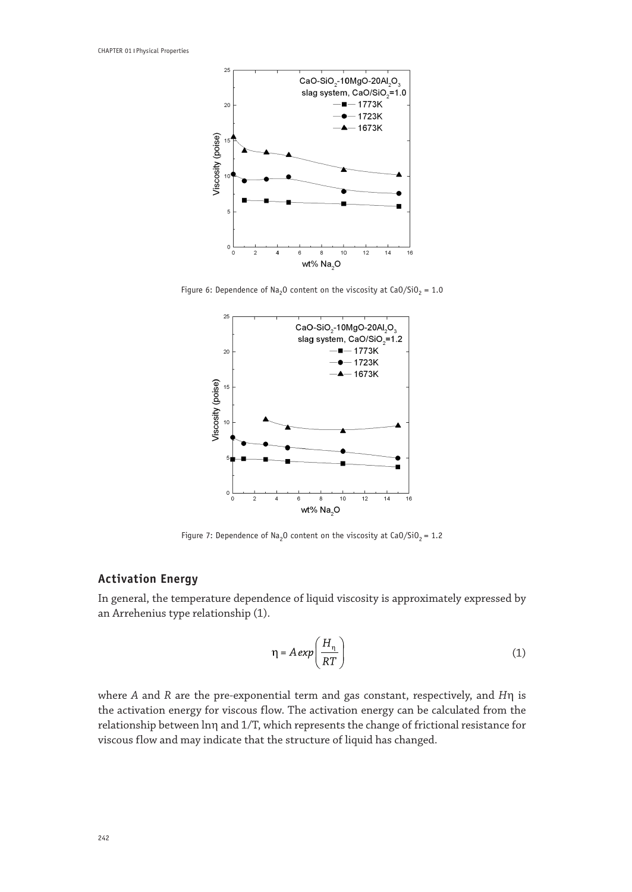Figure 6: Dependence of $Na_2O$ content on the viscosity at $CaO/SiO_2$ = 1.0

Figure 7: Dependence of $Na_2O$ content on the viscosity at $CaO/SiO_2$ = 1.2

## Activation Energy

In general, the temperature dependence of liquid viscosity is approximately expressed by an Arrehenius type relationship (1).

$$\eta = A\,exp\left(\frac{H_\eta}{RT}\right) \tag{1}$$

where $A$ and $R$ are the pre-exponential term and gas constant, respectively, and $H\eta$ is the activation energy for viscous flow. The activation energy can be calculated from the relationship between $\ln\eta$ and $1/T$, which represents the change of frictional resistance for viscous flow and may indicate that the structure of liquid has changed.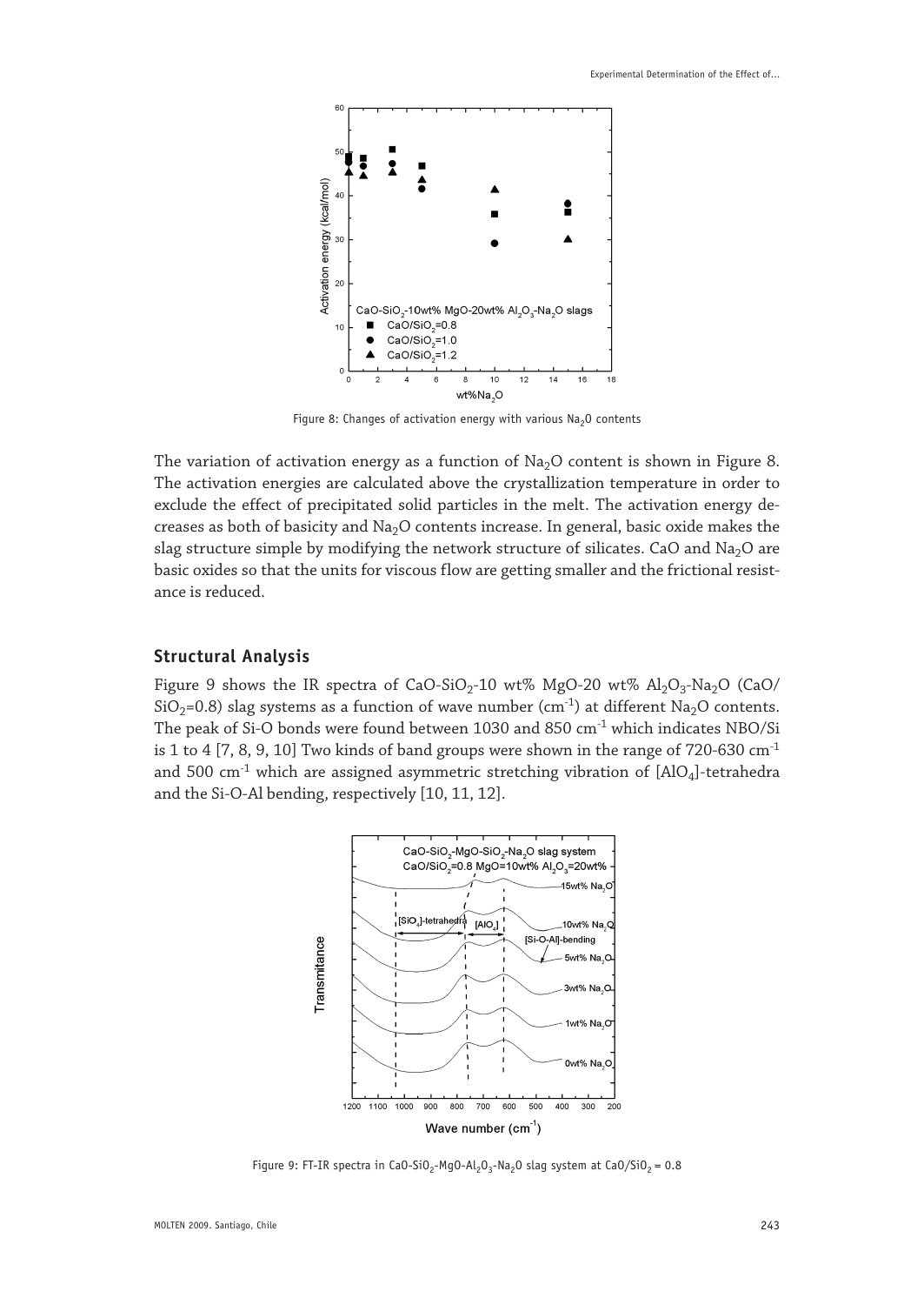Figure 8: Changes of activation energy with various $Na_2O$ contents

The variation of activation energy as a function of $Na_2O$ content is shown in Figure 8. The activation energies are calculated above the crystallization temperature in order to exclude the effect of precipitated solid particles in the melt. The activation energy decreases as both of basicity and $Na_2O$ contents increase. In general, basic oxide makes the slag structure simple by modifying the network structure of silicates. CaO and $Na_2O$ are basic oxides so that the units for viscous flow are getting smaller and the frictional resistance is reduced.

## Structural Analysis

Figure 9 shows the IR spectra of $CaO$-$SiO_2$-10 wt% MgO-20 wt% $Al_2O_3$-$Na_2O$ (CaO/$SiO_2$=0.8) slag systems as a function of wave number ($cm^{-1}$) at different $Na_2O$ contents. The peak of Si-O bonds were found between 1030 and 850 $cm^{-1}$ which indicates NBO/Si is 1 to 4 [7, 8, 9, 10] Two kinds of band groups were shown in the range of 720-630 $cm^{-1}$ and 500 $cm^{-1}$ which are assigned asymmetric stretching vibration of [$AlO_4$]-tetrahedra and the Si-O-Al bending, respectively [10, 11, 12].

Figure 9: FT-IR spectra in $CaO$-$SiO_2$-$MgO$-$Al_2O_3$-$Na_2O$ slag system at $CaO/SiO_2$ = 0.8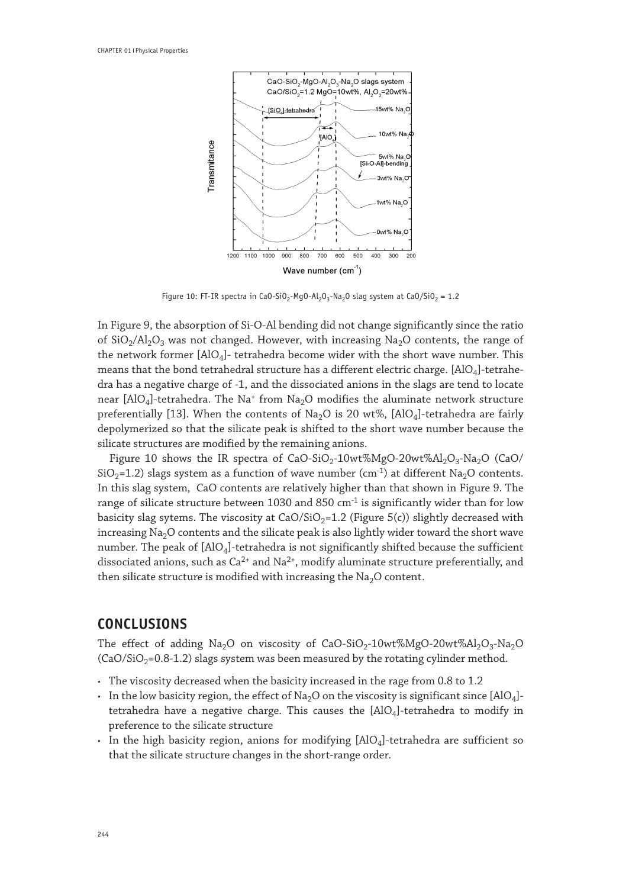Figure 10: FT-IR spectra in $CaO-SiO_2-MgO-Al_2O_3-Na_2O$ slag system at $CaO/SiO_2$ = 1.2

In Figure 9, the absorption of Si-O-Al bending did not change significantly since the ratio of $SiO_2/Al_2O_3$ was not changed. However, with increasing $Na_2O$ contents, the range of the network former $[AlO_4]$- tetrahedra become wider with the short wave number. This means that the bond tetrahedral structure has a different electric charge. $[AlO_4]$-tetrahedra has a negative charge of -1, and the dissociated anions in the slags are tend to locate near $[AlO_4]$-tetrahedra. The $Na^+$ from $Na_2O$ modifies the aluminate network structure preferentially [13]. When the contents of $Na_2O$ is 20 wt%, $[AlO_4]$-tetrahedra are fairly depolymerized so that the silicate peak is shifted to the short wave number because the silicate structures are modified by the remaining anions.

Figure 10 shows the IR spectra of $CaO-SiO_2$-10wt%MgO-20wt%$Al_2O_3-Na_2O$ ($CaO/SiO_2$=1.2) slags system as a function of wave number ($cm^{-1}$) at different $Na_2O$ contents. In this slag system, CaO contents are relatively higher than that shown in Figure 9. The range of silicate structure between 1030 and 850 $cm^{-1}$ is significantly wider than for low basicity slag sytems. The viscosity at $CaO/SiO_2$=1.2 (Figure 5(c)) slightly decreased with increasing $Na_2O$ contents and the silicate peak is also lightly wider toward the short wave number. The peak of $[AlO_4]$-tetrahedra is not significantly shifted because the sufficient dissociated anions, such as $Ca^{2+}$ and $Na^{2+}$, modify aluminate structure preferentially, and then silicate structure is modified with increasing the $Na_2O$ content.

## CONCLUSIONS

The effect of adding $Na_2O$ on viscosity of $CaO-SiO_2$-10wt%MgO-20wt%$Al_2O_3-Na_2O$ ($CaO/SiO_2$=0.8-1.2) slags system was been measured by the rotating cylinder method.

- The viscosity decreased when the basicity increased in the rage from 0.8 to 1.2
- In the low basicity region, the effect of $Na_2O$ on the viscosity is significant since $[AlO_4]$-tetrahedra have a negative charge. This causes the $[AlO_4]$-tetrahedra to modify in preference to the silicate structure
- In the high basicity region, anions for modifying $[AlO_4]$-tetrahedra are sufficient so that the silicate structure changes in the short-range order.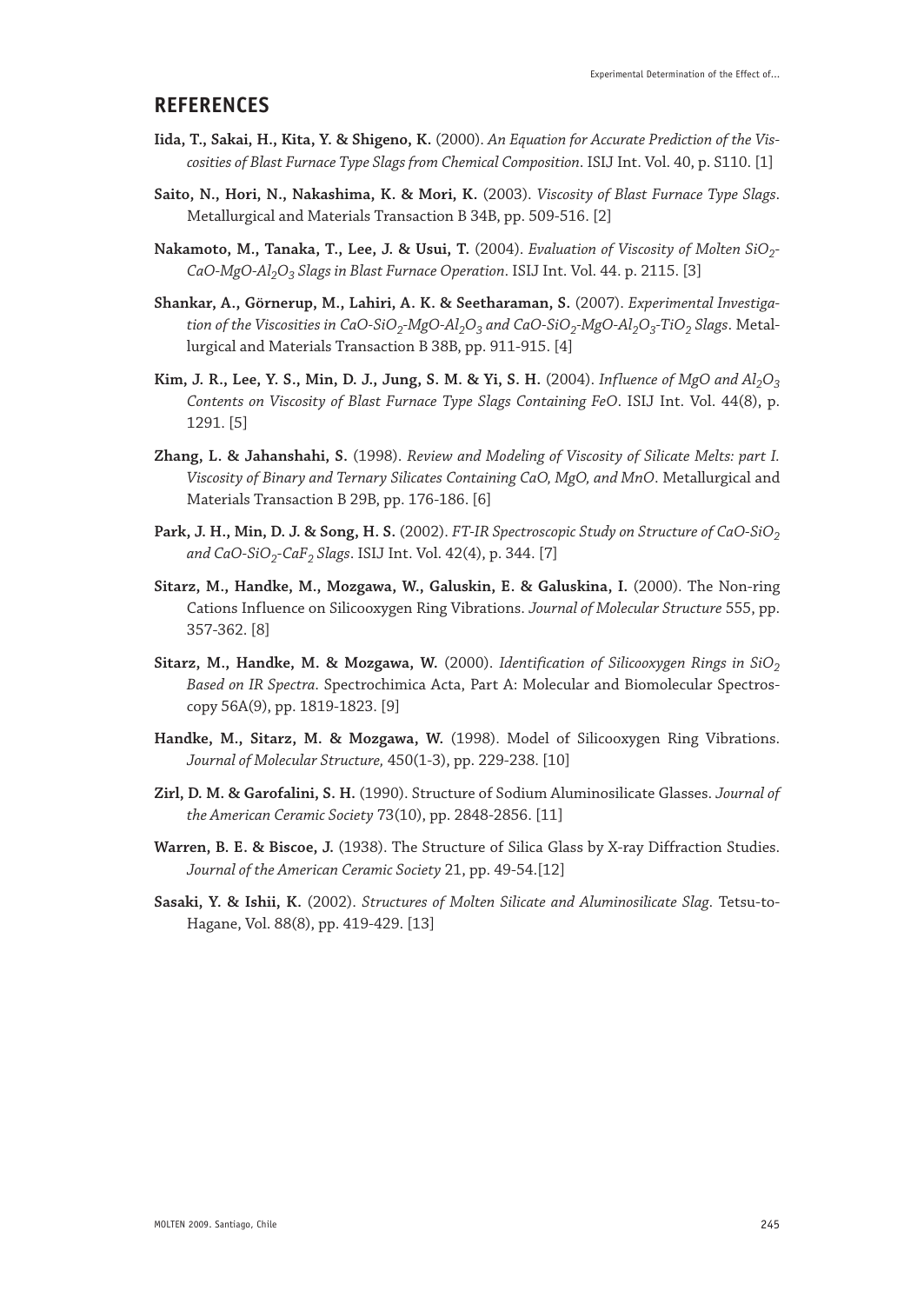## REFERENCES

**Iida, T., Sakai, H., Kita, Y. & Shigeno, K.** (2000). *An Equation for Accurate Prediction of the Viscosities of Blast Furnace Type Slags from Chemical Composition*. ISIJ Int. Vol. 40, p. S110. [1]

**Saito, N., Hori, N., Nakashima, K. & Mori, K.** (2003). *Viscosity of Blast Furnace Type Slags*. Metallurgical and Materials Transaction B 34B, pp. 509-516. [2]

**Nakamoto, M., Tanaka, T., Lee, J. & Usui, T.** (2004). *Evaluation of Viscosity of Molten $SiO_2$-$CaO$-$MgO$-$Al_2O_3$ Slags in Blast Furnace Operation*. ISIJ Int. Vol. 44. p. 2115. [3]

**Shankar, A., Görnerup, M., Lahiri, A. K. & Seetharaman, S.** (2007). *Experimental Investigation of the Viscosities in $CaO$-$SiO_2$-$MgO$-$Al_2O_3$ and $CaO$-$SiO_2$-$MgO$-$Al_2O_3$-$TiO_2$ Slags*. Metallurgical and Materials Transaction B 38B, pp. 911-915. [4]

**Kim, J. R., Lee, Y. S., Min, D. J., Jung, S. M. & Yi, S. H.** (2004). *Influence of MgO and $Al_2O_3$ Contents on Viscosity of Blast Furnace Type Slags Containing FeO*. ISIJ Int. Vol. 44(8), p. 1291. [5]

**Zhang, L. & Jahanshahi, S.** (1998). *Review and Modeling of Viscosity of Silicate Melts: part I. Viscosity of Binary and Ternary Silicates Containing CaO, MgO, and MnO*. Metallurgical and Materials Transaction B 29B, pp. 176-186. [6]

**Park, J. H., Min, D. J. & Song, H. S.** (2002). *FT-IR Spectroscopic Study on Structure of $CaO$-$SiO_2$ and $CaO$-$SiO_2$-$CaF_2$ Slags*. ISIJ Int. Vol. 42(4), p. 344. [7]

**Sitarz, M., Handke, M., Mozgawa, W., Galuskin, E. & Galuskina, I.** (2000). The Non-ring Cations Influence on Silicooxygen Ring Vibrations. *Journal of Molecular Structure* 555, pp. 357-362. [8]

**Sitarz, M., Handke, M. & Mozgawa, W.** (2000). *Identification of Silicooxygen Rings in $SiO_2$ Based on IR Spectra*. Spectrochimica Acta, Part A: Molecular and Biomolecular Spectroscopy 56A(9), pp. 1819-1823. [9]

**Handke, M., Sitarz, M. & Mozgawa, W.** (1998). Model of Silicooxygen Ring Vibrations. *Journal of Molecular Structure,* 450(1-3), pp. 229-238. [10]

**Zirl, D. M. & Garofalini, S. H.** (1990). Structure of Sodium Aluminosilicate Glasses. *Journal of the American Ceramic Society* 73(10), pp. 2848-2856. [11]

**Warren, B. E. & Biscoe, J.** (1938). The Structure of Silica Glass by X-ray Diffraction Studies. *Journal of the American Ceramic Society* 21, pp. 49-54.[12]

**Sasaki, Y. & Ishii, K.** (2002). *Structures of Molten Silicate and Aluminosilicate Slag*. Tetsu-to-Hagane, Vol. 88(8), pp. 419-429. [13]